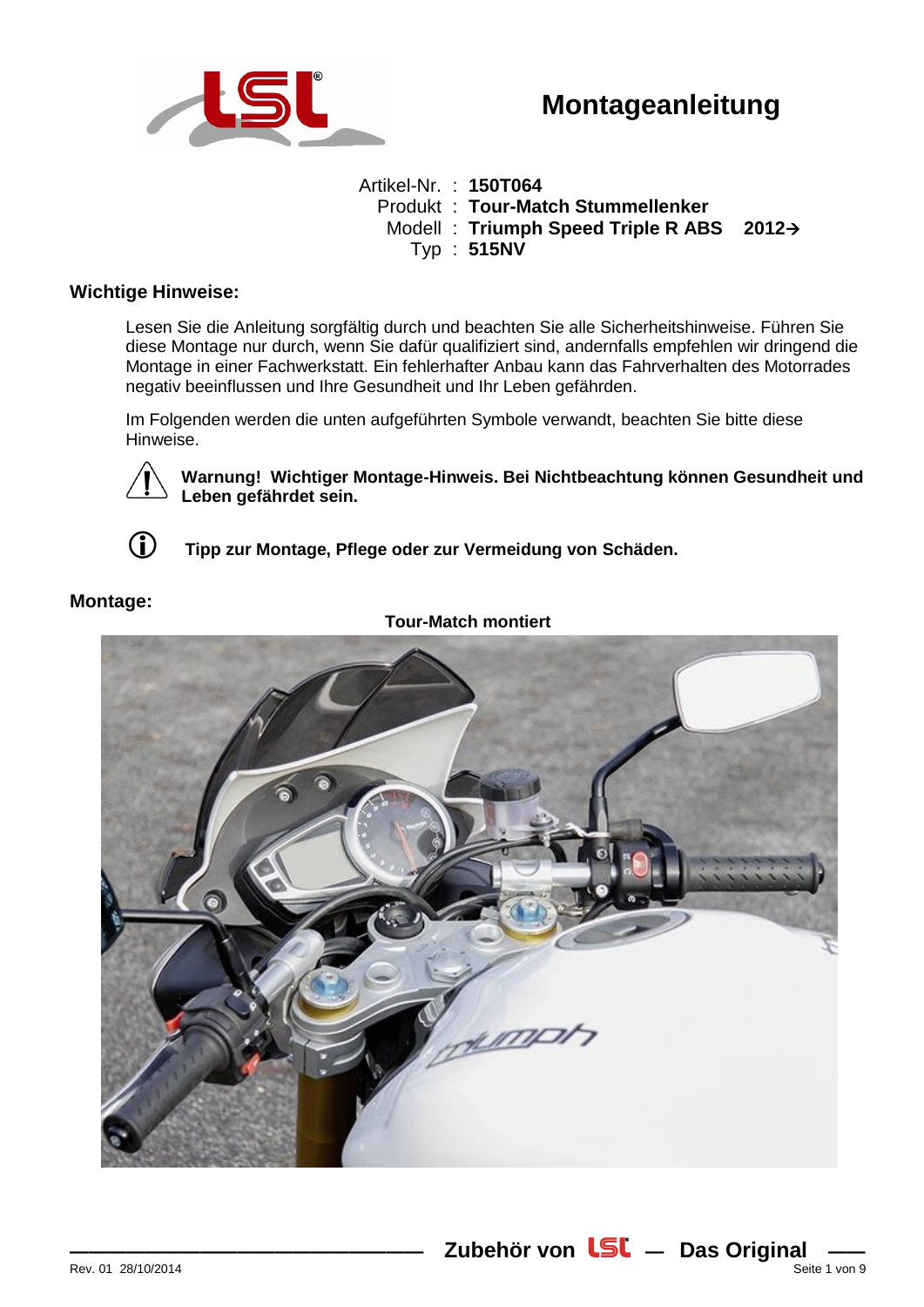# Montageanleitung

Artikel-Nr. : **150T064**
Produkt : **Tour-Match Stummellenker**
Modell : **Triumph Speed Triple R ABS 2012→**
Typ : **515NV**

## Wichtige Hinweise:

Lesen Sie die Anleitung sorgfältig durch und beachten Sie alle Sicherheitshinweise. Führen Sie diese Montage nur durch, wenn Sie dafür qualifiziert sind, andernfalls empfehlen wir dringend die Montage in einer Fachwerkstatt. Ein fehlerhafter Anbau kann das Fahrverhalten des Motorrades negativ beeinflussen und Ihre Gesundheit und Ihr Leben gefährden.

Im Folgenden werden die unten aufgeführten Symbole verwandt, beachten Sie bitte diese Hinweise.

⚠ **Warnung! Wichtiger Montage-Hinweis. Bei Nichtbeachtung können Gesundheit und Leben gefährdet sein.**

ⓘ **Tipp zur Montage, Pflege oder zur Vermeidung von Schäden.**

## Montage:

**Tour-Match montiert**

**Zubehör von LSL — Das Original**

Rev. 01 28/10/2014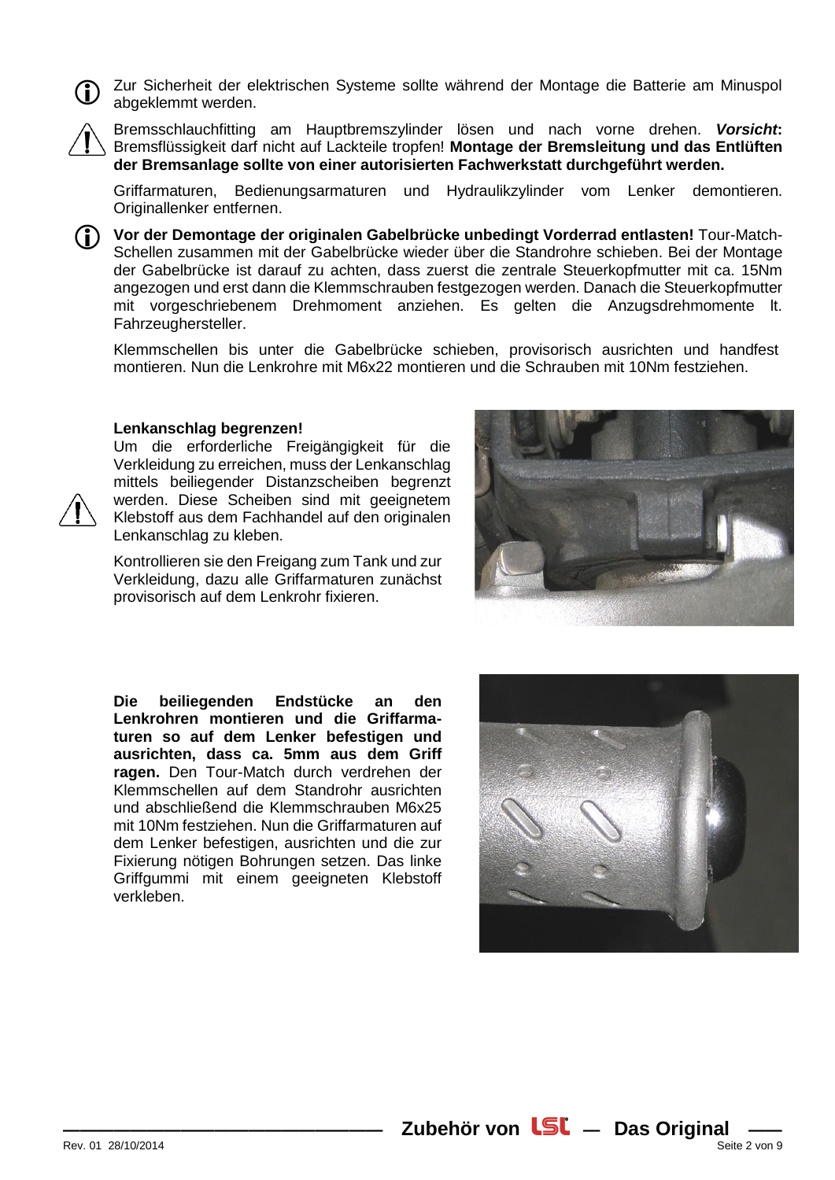Zur Sicherheit der elektrischen Systeme sollte während der Montage die Batterie am Minuspol abgeklemmt werden.

Bremsschlauchfitting am Hauptbremszylinder lösen und nach vorne drehen. ***Vorsicht*:** Bremsflüssigkeit darf nicht auf Lackteile tropfen! **Montage der Bremsleitung und das Entlüften der Bremsanlage sollte von einer autorisierten Fachwerkstatt durchgeführt werden.**

Griffarmaturen, Bedienungsarmaturen und Hydraulikzylinder vom Lenker demontieren. Originallenker entfernen.

**Vor der Demontage der originalen Gabelbrücke unbedingt Vorderrad entlasten!** Tour-Match-Schellen zusammen mit der Gabelbrücke wieder über die Standrohre schieben. Bei der Montage der Gabelbrücke ist darauf zu achten, dass zuerst die zentrale Steuerkopfmutter mit ca. 15Nm angezogen und erst dann die Klemmschrauben festgezogen werden. Danach die Steuerkopfmutter mit vorgeschriebenem Drehmoment anziehen. Es gelten die Anzugsdrehmomente lt. Fahrzeughersteller.

Klemmschellen bis unter die Gabelbrücke schieben, provisorisch ausrichten und handfest montieren. Nun die Lenkrohre mit M6x22 montieren und die Schrauben mit 10Nm festziehen.

**Lenkanschlag begrenzen!**
Um die erforderliche Freigängigkeit für die Verkleidung zu erreichen, muss der Lenkanschlag mittels beiliegender Distanzscheiben begrenzt werden. Diese Scheiben sind mit geeignetem Klebstoff aus dem Fachhandel auf den originalen Lenkanschlag zu kleben.

Kontrollieren sie den Freigang zum Tank und zur Verkleidung, dazu alle Griffarmaturen zunächst provisorisch auf dem Lenkrohr fixieren.

**Die beiliegenden Endstücke an den Lenkrohren montieren und die Griffarmaturen so auf dem Lenker befestigen und ausrichten, dass ca. 5mm aus dem Griff ragen.** Den Tour-Match durch verdrehen der Klemmschellen auf dem Standrohr ausrichten und abschließend die Klemmschrauben M6x25 mit 10Nm festziehen. Nun die Griffarmaturen auf dem Lenker befestigen, ausrichten und die zur Fixierung nötigen Bohrungen setzen. Das linke Griffgummi mit einem geeigneten Klebstoff verkleben.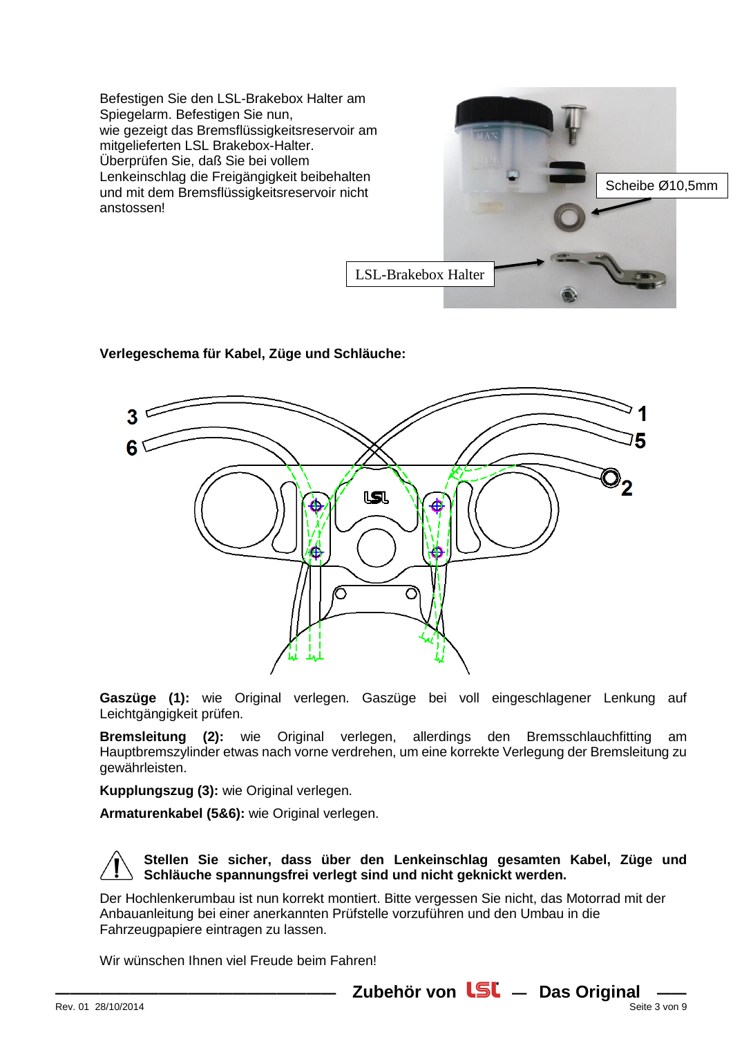Befestigen Sie den LSL-Brakebox Halter am Spiegelarm. Befestigen Sie nun, wie gezeigt das Bremsflüssigkeitsreservoir am mitgelieferten LSL Brakebox-Halter. Überprüfen Sie, daß Sie bei vollem Lenkeinschlag die Freigängigkeit beibehalten und mit dem Bremsflüssigkeitsreservoir nicht anstossen!

Scheibe Ø10,5mm

LSL-Brakebox Halter

**Verlegeschema für Kabel, Züge und Schläuche:**

**Gaszüge (1):** wie Original verlegen. Gaszüge bei voll eingeschlagener Lenkung auf Leichtgängigkeit prüfen.

**Bremsleitung (2):** wie Original verlegen, allerdings den Bremsschlauchfitting am Hauptbremszylinder etwas nach vorne verdrehen, um eine korrekte Verlegung der Bremsleitung zu gewährleisten.

**Kupplungszug (3):** wie Original verlegen.

**Armaturenkabel (5&6):** wie Original verlegen.

⚠ **Stellen Sie sicher, dass über den Lenkeinschlag gesamten Kabel, Züge und Schläuche spannungsfrei verlegt sind und nicht geknickt werden.**

Der Hochlenkerumbau ist nun korrekt montiert. Bitte vergessen Sie nicht, das Motorrad mit der Anbauanleitung bei einer anerkannten Prüfstelle vorzuführen und den Umbau in die Fahrzeugpapiere eintragen zu lassen.

Wir wünschen Ihnen viel Freude beim Fahren!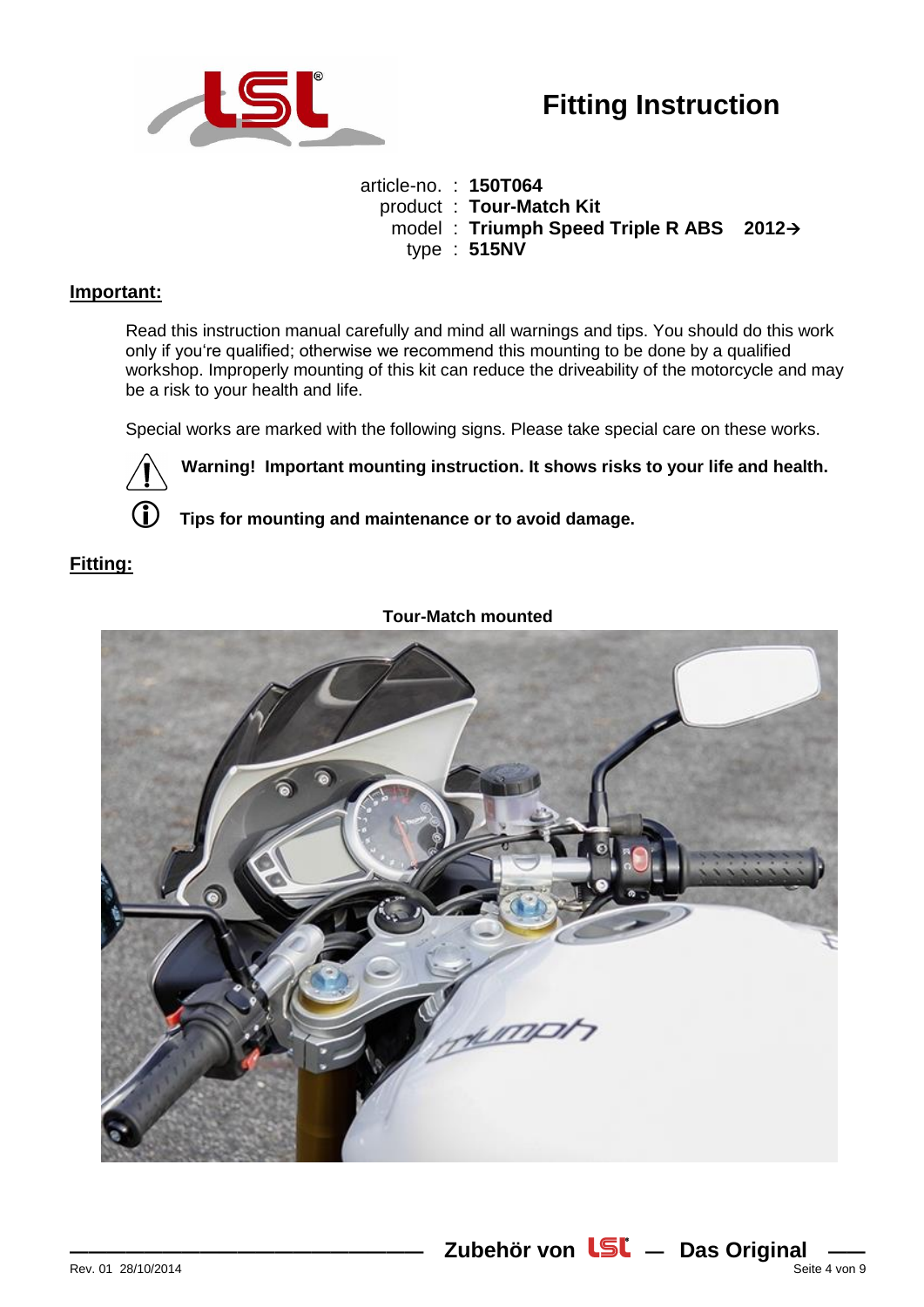# Fitting Instruction

article-no. : **150T064**
product : **Tour-Match Kit**
model : **Triumph Speed Triple R ABS 2012→**
type : **515NV**

## Important:

Read this instruction manual carefully and mind all warnings and tips. You should do this work only if you‘re qualified; otherwise we recommend this mounting to be done by a qualified workshop. Improperly mounting of this kit can reduce the driveability of the motorcycle and may be a risk to your health and life.

Special works are marked with the following signs. Please take special care on these works.

⚠ **Warning! Important mounting instruction. It shows risks to your life and health.**

ⓘ **Tips for mounting and maintenance or to avoid damage.**

## Fitting:

**Tour-Match mounted**

Zubehör von LSL — Das Original

Rev. 01 28/10/2014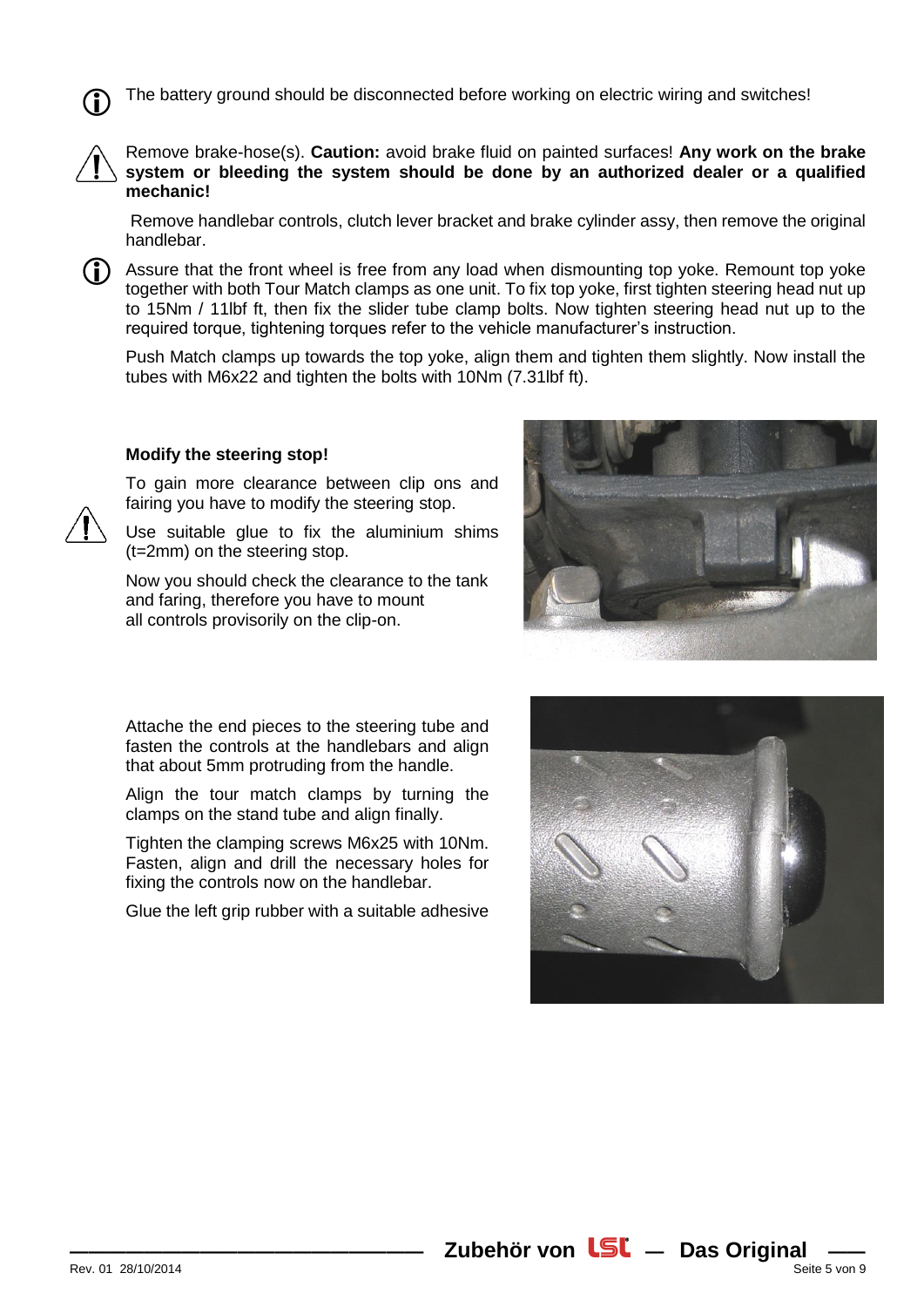The battery ground should be disconnected before working on electric wiring and switches!

Remove brake-hose(s). **Caution:** avoid brake fluid on painted surfaces! **Any work on the brake system or bleeding the system should be done by an authorized dealer or a qualified mechanic!**

Remove handlebar controls, clutch lever bracket and brake cylinder assy, then remove the original handlebar.

Assure that the front wheel is free from any load when dismounting top yoke. Remount top yoke together with both Tour Match clamps as one unit. To fix top yoke, first tighten steering head nut up to 15Nm / 11lbf ft, then fix the slider tube clamp bolts. Now tighten steering head nut up to the required torque, tightening torques refer to the vehicle manufacturer's instruction.

Push Match clamps up towards the top yoke, align them and tighten them slightly. Now install the tubes with M6x22 and tighten the bolts with 10Nm (7.31lbf ft).

**Modify the steering stop!**

To gain more clearance between clip ons and fairing you have to modify the steering stop.

Use suitable glue to fix the aluminium shims (t=2mm) on the steering stop.

Now you should check the clearance to the tank and faring, therefore you have to mount all controls provisorily on the clip-on.

Attache the end pieces to the steering tube and fasten the controls at the handlebars and align that about 5mm protruding from the handle.

Align the tour match clamps by turning the clamps on the stand tube and align finally.

Tighten the clamping screws M6x25 with 10Nm. Fasten, align and drill the necessary holes for fixing the controls now on the handlebar.

Glue the left grip rubber with a suitable adhesive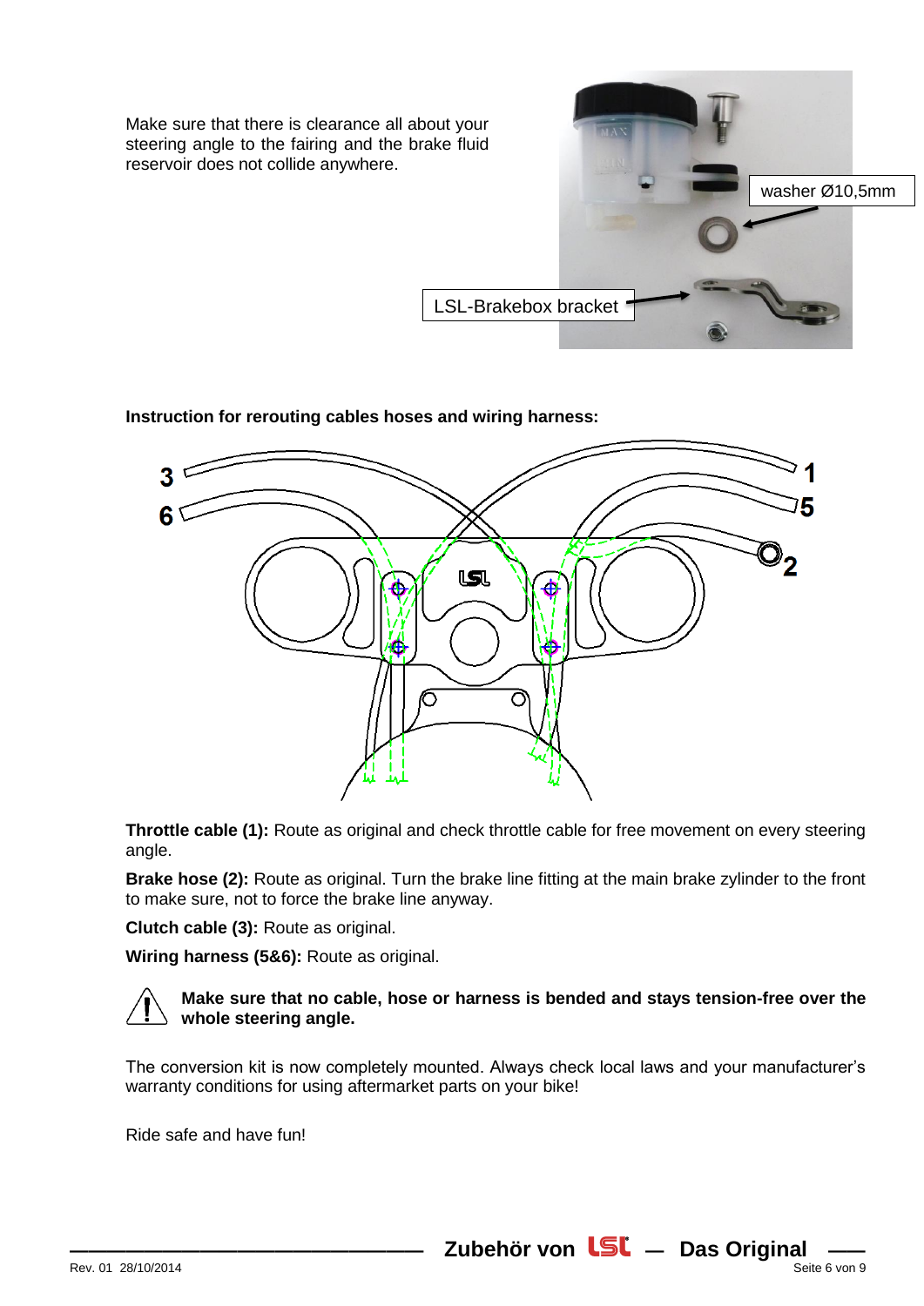Make sure that there is clearance all about your steering angle to the fairing and the brake fluid reservoir does not collide anywhere.

washer Ø10,5mm

LSL-Brakebox bracket

**Instruction for rerouting cables hoses and wiring harness:**

**Throttle cable (1):** Route as original and check throttle cable for free movement on every steering angle.

**Brake hose (2):** Route as original. Turn the brake line fitting at the main brake zylinder to the front to make sure, not to force the brake line anyway.

**Clutch cable (3):** Route as original.

**Wiring harness (5&6):** Route as original.

**Make sure that no cable, hose or harness is bended and stays tension-free over the whole steering angle.**

The conversion kit is now completely mounted. Always check local laws and your manufacturer's warranty conditions for using aftermarket parts on your bike!

Ride safe and have fun!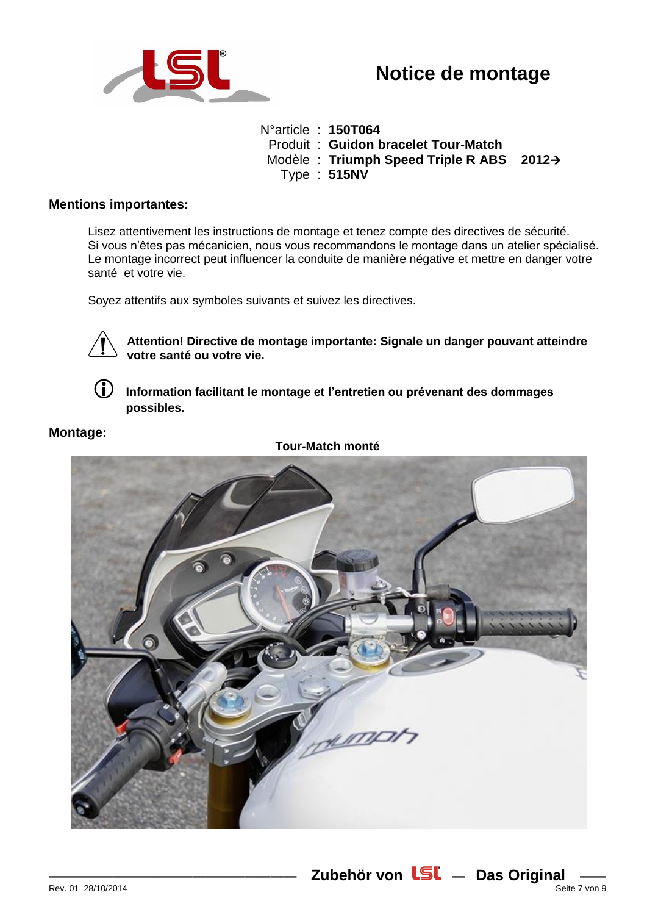# Notice de montage

N°article : **150T064**
Produit : **Guidon bracelet Tour-Match**
Modèle : **Triumph Speed Triple R ABS 2012→**
Type : **515NV**

## Mentions importantes:

Lisez attentivement les instructions de montage et tenez compte des directives de sécurité.
Si vous n'êtes pas mécanicien, nous vous recommandons le montage dans un atelier spécialisé.
Le montage incorrect peut influencer la conduite de manière négative et mettre en danger votre santé et votre vie.

Soyez attentifs aux symboles suivants et suivez les directives.

⚠ **Attention! Directive de montage importante: Signale un danger pouvant atteindre votre santé ou votre vie.**

ⓘ **Information facilitant le montage et l'entretien ou prévenant des dommages possibles.**

## Montage:

**Tour-Match monté**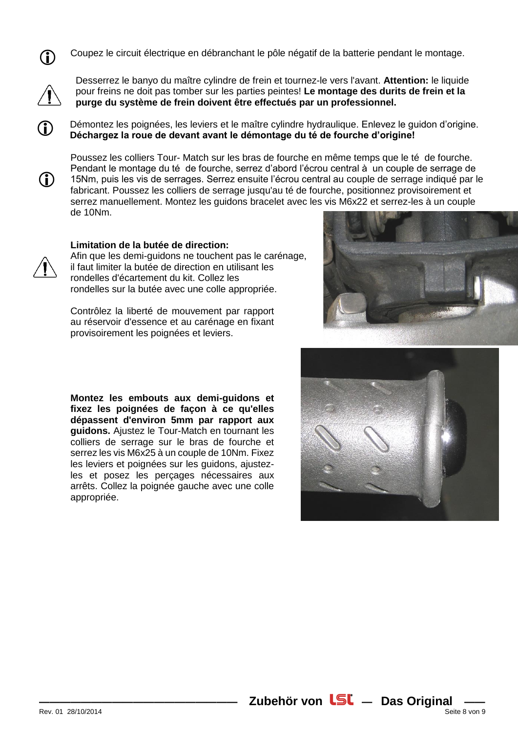Coupez le circuit électrique en débranchant le pôle négatif de la batterie pendant le montage.

Desserrez le banyo du maître cylindre de frein et tournez-le vers l'avant. **Attention:** le liquide pour freins ne doit pas tomber sur les parties peintes! **Le montage des durits de frein et la purge du système de frein doivent être effectués par un professionnel.**

Démontez les poignées, les leviers et le maître cylindre hydraulique. Enlevez le guidon d'origine. **Déchargez la roue de devant avant le démontage du té de fourche d'origine!**

Poussez les colliers Tour- Match sur les bras de fourche en même temps que le té de fourche. Pendant le montage du té de fourche, serrez d'abord l'écrou central à un couple de serrage de 15Nm, puis les vis de serrages. Serrez ensuite l'écrou central au couple de serrage indiqué par le fabricant. Poussez les colliers de serrage jusqu'au té de fourche, positionnez provisoirement et serrez manuellement. Montez les guidons bracelet avec les vis M6x22 et serrez-les à un couple de 10Nm.

**Limitation de la butée de direction:**
Afin que les demi-guidons ne touchent pas le carénage, il faut limiter la butée de direction en utilisant les rondelles d'écartement du kit. Collez les rondelles sur la butée avec une colle appropriée.

Contrôlez la liberté de mouvement par rapport au réservoir d'essence et au carénage en fixant provisoirement les poignées et leviers.

**Montez les embouts aux demi-guidons et fixez les poignées de façon à ce qu'elles dépassent d'environ 5mm par rapport aux guidons.** Ajustez le Tour-Match en tournant les colliers de serrage sur le bras de fourche et serrez les vis M6x25 à un couple de 10Nm. Fixez les leviers et poignées sur les guidons, ajustez-les et posez les perçages nécessaires aux arrêts. Collez la poignée gauche avec une colle appropriée.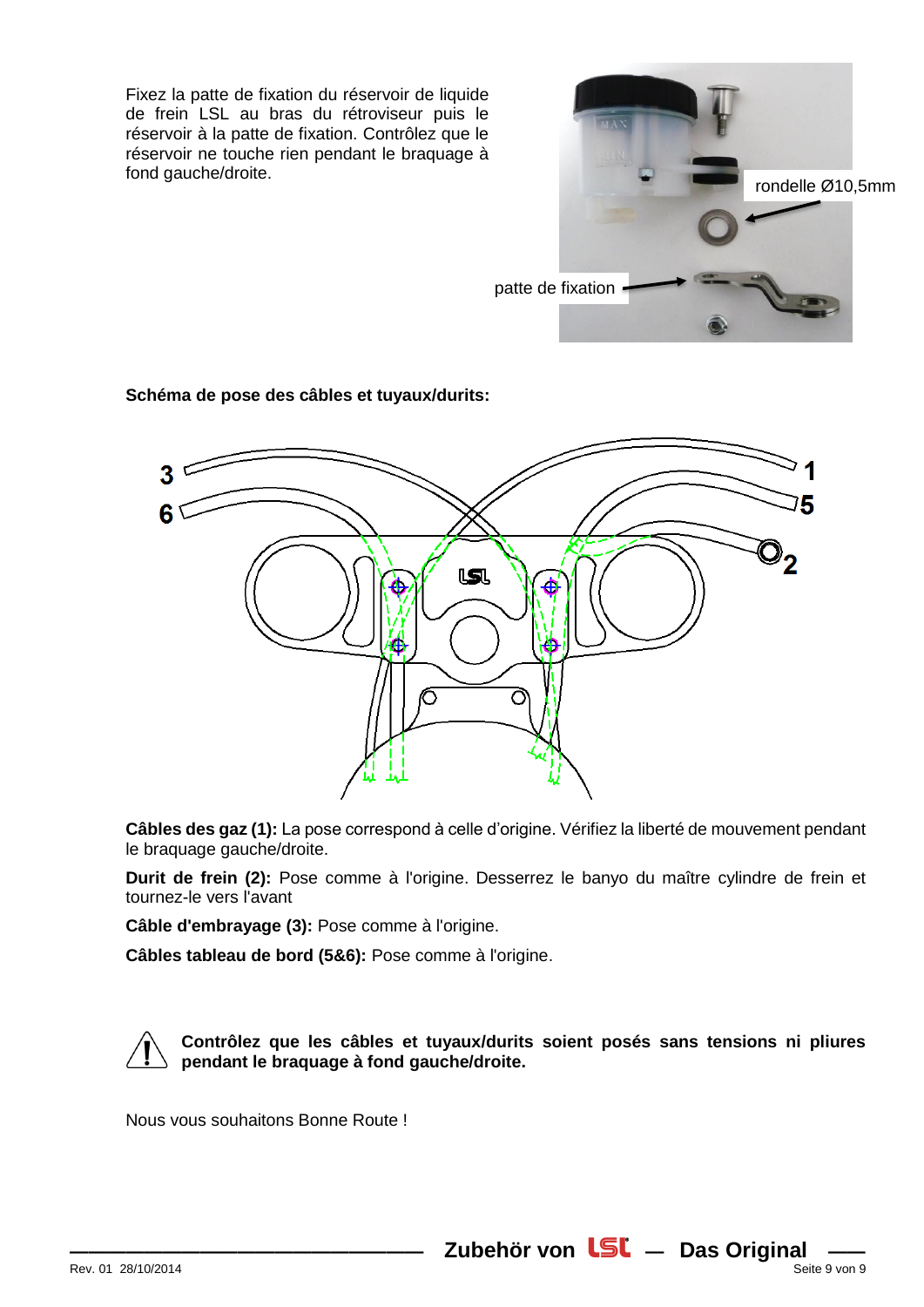Fixez la patte de fixation du réservoir de liquide de frein LSL au bras du rétroviseur puis le réservoir à la patte de fixation. Contrôlez que le réservoir ne touche rien pendant le braquage à fond gauche/droite.

rondelle Ø10,5mm

patte de fixation

**Schéma de pose des câbles et tuyaux/durits:**

3

6

1

5

2

**Câbles des gaz (1):** La pose correspond à celle d'origine. Vérifiez la liberté de mouvement pendant le braquage gauche/droite.

**Durit de frein (2):** Pose comme à l'origine. Desserrez le banyo du maître cylindre de frein et tournez-le vers l'avant

**Câble d'embrayage (3):** Pose comme à l'origine.

**Câbles tableau de bord (5&6):** Pose comme à l'origine.

**Contrôlez que les câbles et tuyaux/durits soient posés sans tensions ni pliures pendant le braquage à fond gauche/droite.**

Nous vous souhaitons Bonne Route !